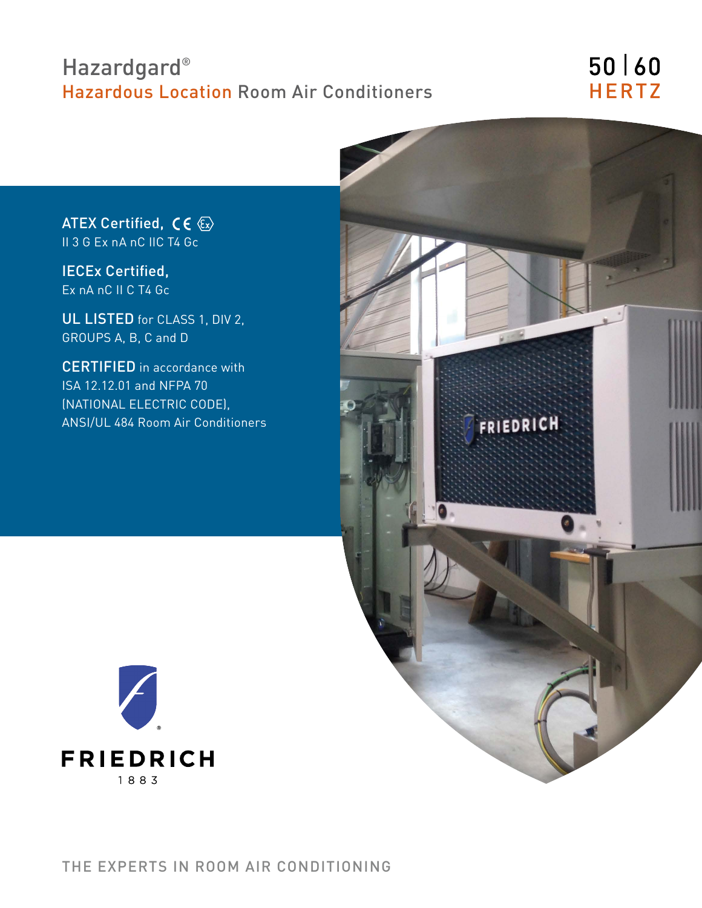# Hazardgard®

## Hazardous Location Room Air Conditioners

50 | 60 HERTZ

**ATEX Certified,** CE Ex
II 3 G Ex nA nC IIC T4 Gc

**IECEx Certified,**
Ex nA nC II C T4 Gc

**UL LISTED** for CLASS 1, DIV 2, GROUPS A, B, C and D

**CERTIFIED** in accordance with ISA 12.12.01 and NFPA 70 (NATIONAL ELECTRIC CODE), ANSI/UL 484 Room Air Conditioners

FRIEDRICH
1883

THE EXPERTS IN ROOM AIR CONDITIONING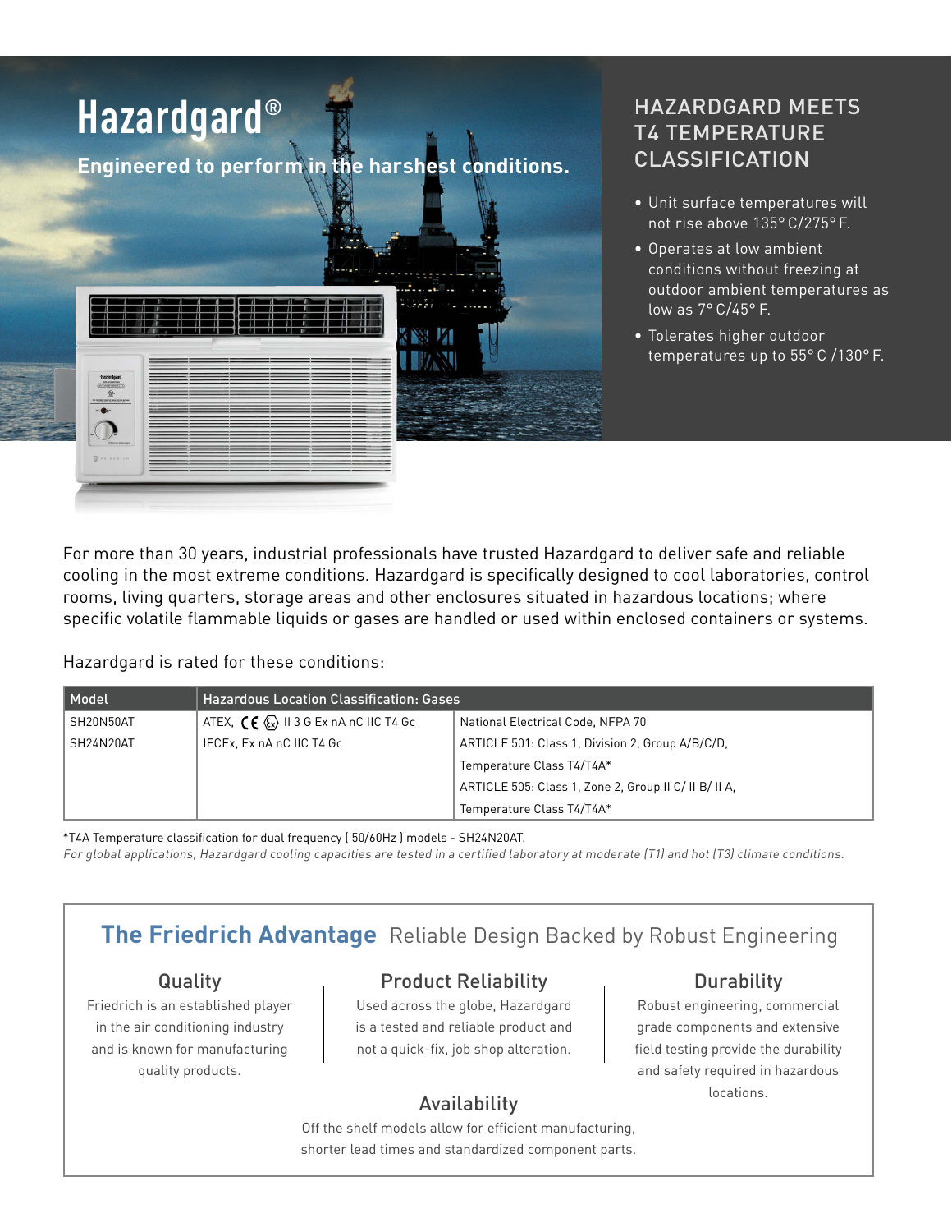# Hazardgard®

**Engineered to perform in the harshest conditions.**

## HAZARDGARD MEETS T4 TEMPERATURE CLASSIFICATION

- Unit surface temperatures will not rise above 135° C/275° F.
- Operates at low ambient conditions without freezing at outdoor ambient temperatures as low as 7° C/45° F.
- Tolerates higher outdoor temperatures up to 55° C /130° F.

For more than 30 years, industrial professionals have trusted Hazardgard to deliver safe and reliable cooling in the most extreme conditions. Hazardgard is specifically designed to cool laboratories, control rooms, living quarters, storage areas and other enclosures situated in hazardous locations; where specific volatile flammable liquids or gases are handled or used within enclosed containers or systems.

Hazardgard is rated for these conditions:

| Model | Hazardous Location Classification: Gases | |
|---|---|---|
| SH20N50AT | ATEX, CE Ex II 3 G Ex nA nC IIC T4 Gc | National Electrical Code, NFPA 70 |
| SH24N20AT | IECEx, Ex nA nC IIC T4 Gc | ARTICLE 501: Class 1, Division 2, Group A/B/C/D, |
| | | Temperature Class T4/T4A* |
| | | ARTICLE 505: Class 1, Zone 2, Group II C/ II B/ II A, |
| | | Temperature Class T4/T4A* |

*T4A Temperature classification for dual frequency ( 50/60Hz ) models - SH24N20AT.

*For global applications, Hazardgard cooling capacities are tested in a certified laboratory at moderate (T1) and hot (T3) climate conditions.*

## The Friedrich Advantage Reliable Design Backed by Robust Engineering

### Quality

Friedrich is an established player in the air conditioning industry and is known for manufacturing quality products.

### Product Reliability

Used across the globe, Hazardgard is a tested and reliable product and not a quick-fix, job shop alteration.

### Durability

Robust engineering, commercial grade components and extensive field testing provide the durability and safety required in hazardous locations.

### Availability

Off the shelf models allow for efficient manufacturing, shorter lead times and standardized component parts.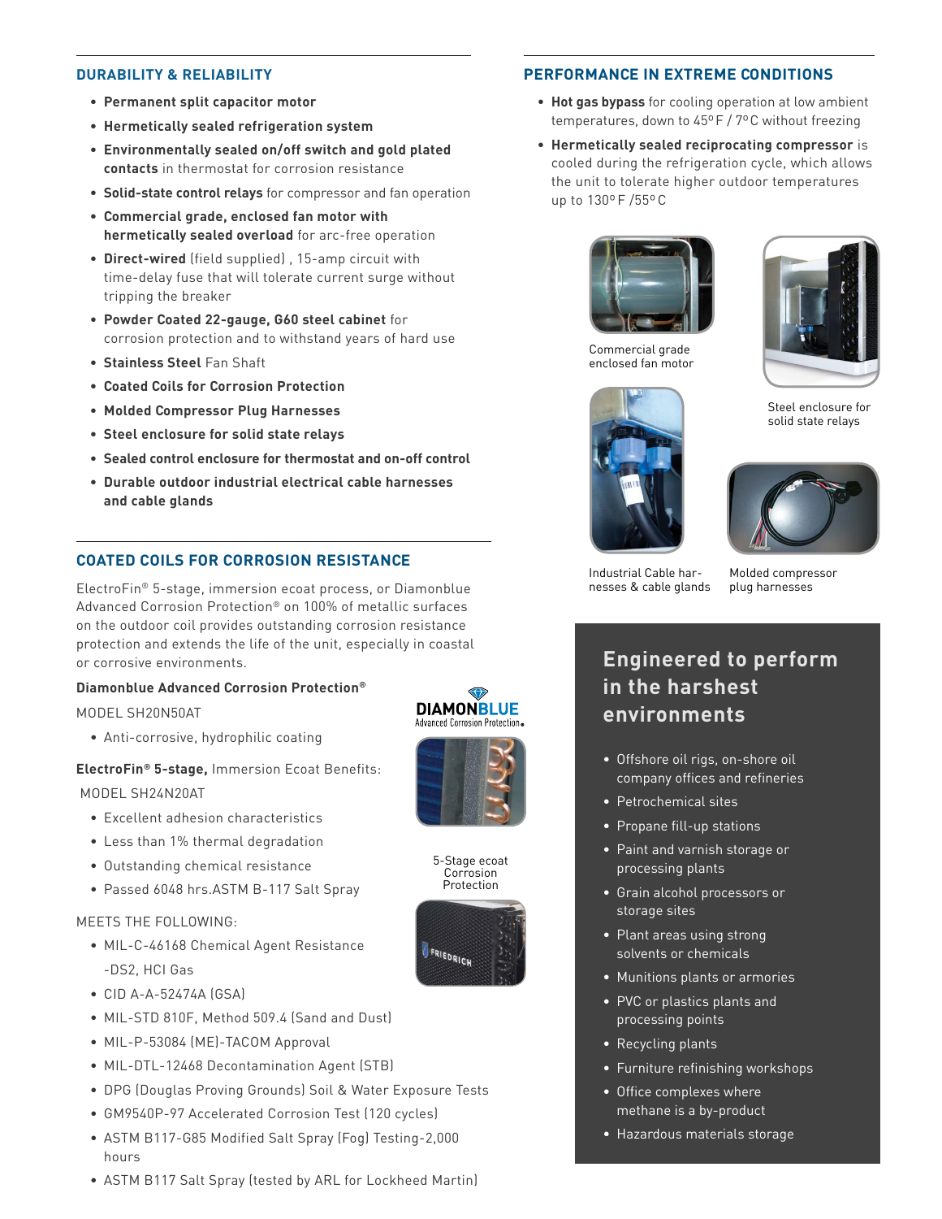## DURABILITY & RELIABILITY

- **Permanent split capacitor motor**
- **Hermetically sealed refrigeration system**
- **Environmentally sealed on/off switch and gold plated contacts** in thermostat for corrosion resistance
- **Solid-state control relays** for compressor and fan operation
- **Commercial grade, enclosed fan motor with hermetically sealed overload** for arc-free operation
- **Direct-wired** (field supplied) , 15-amp circuit with time-delay fuse that will tolerate current surge without tripping the breaker
- **Powder Coated 22-gauge, G60 steel cabinet** for corrosion protection and to withstand years of hard use
- **Stainless Steel** Fan Shaft
- **Coated Coils for Corrosion Protection**
- **Molded Compressor Plug Harnesses**
- **Steel enclosure for solid state relays**
- **Sealed control enclosure for thermostat and on-off control**
- **Durable outdoor industrial electrical cable harnesses and cable glands**

## COATED COILS FOR CORROSION RESISTANCE

ElectroFin® 5-stage, immersion ecoat process, or Diamonblue Advanced Corrosion Protection® on 100% of metallic surfaces on the outdoor coil provides outstanding corrosion resistance protection and extends the life of the unit, especially in coastal or corrosive environments.

**Diamonblue Advanced Corrosion Protection®**

MODEL SH20N50AT

- Anti-corrosive, hydrophilic coating

**ElectroFin® 5-stage,** Immersion Ecoat Benefits:

MODEL SH24N20AT

- Excellent adhesion characteristics
- Less than 1% thermal degradation
- Outstanding chemical resistance
- Passed 6048 hrs.ASTM B-117 Salt Spray

MEETS THE FOLLOWING:

- MIL-C-46168 Chemical Agent Resistance -DS2, HCl Gas
- CID A-A-52474A (GSA)
- MIL-STD 810F, Method 509.4 (Sand and Dust)
- MIL-P-53084 (ME)-TACOM Approval
- MIL-DTL-12468 Decontamination Agent (STB)
- DPG (Douglas Proving Grounds) Soil & Water Exposure Tests
- GM9540P-97 Accelerated Corrosion Test (120 cycles)
- ASTM B117-G85 Modified Salt Spray (Fog) Testing-2,000 hours
- ASTM B117 Salt Spray (tested by ARL for Lockheed Martin)

DIAMONBLUE Advanced Corrosion Protection

5-Stage ecoat Corrosion Protection

## PERFORMANCE IN EXTREME CONDITIONS

- **Hot gas bypass** for cooling operation at low ambient temperatures, down to 45° F / 7° C without freezing
- **Hermetically sealed reciprocating compressor** is cooled during the refrigeration cycle, which allows the unit to tolerate higher outdoor temperatures up to 130° F /55° C

Commercial grade enclosed fan motor

Steel enclosure for solid state relays

Industrial Cable harnesses & cable glands

Molded compressor plug harnesses

## Engineered to perform in the harshest environments

- Offshore oil rigs, on-shore oil company offices and refineries
- Petrochemical sites
- Propane fill-up stations
- Paint and varnish storage or processing plants
- Grain alcohol processors or storage sites
- Plant areas using strong solvents or chemicals
- Munitions plants or armories
- PVC or plastics plants and processing points
- Recycling plants
- Furniture refinishing workshops
- Office complexes where methane is a by-product
- Hazardous materials storage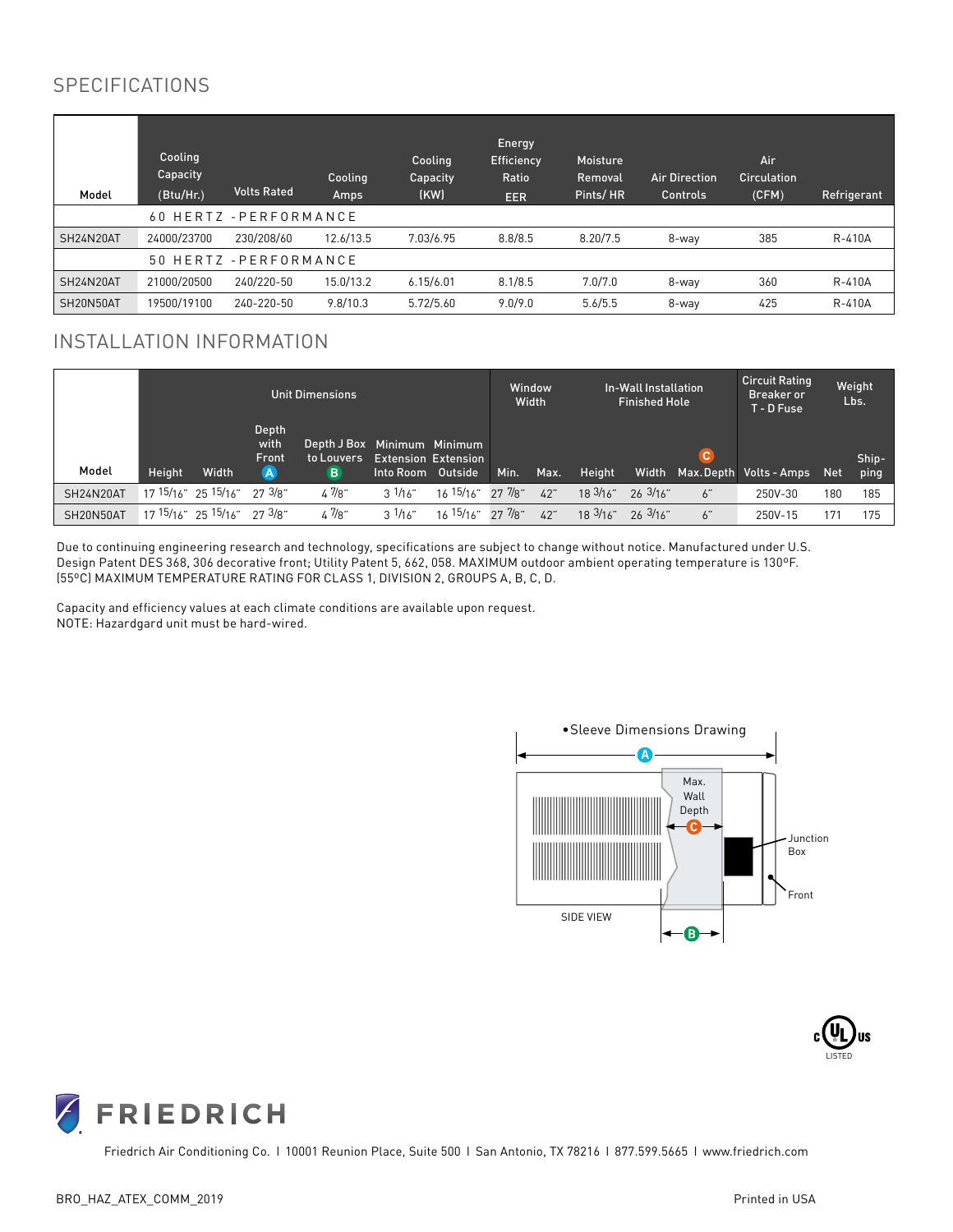## SPECIFICATIONS

| Model | Cooling Capacity (Btu/Hr.) | Volts Rated | Cooling Amps | Cooling Capacity (KW) | Energy Efficiency Ratio EER | Moisture Removal Pints/ HR | Air Direction Controls | Air Circulation (CFM) | Refrigerant |
|---|---|---|---|---|---|---|---|---|---|
| | 60 HERTZ - PERFORMANCE | | | | | | | | |
| SH24N20AT | 24000/23700 | 230/208/60 | 12.6/13.5 | 7.03/6.95 | 8.8/8.5 | 8.20/7.5 | 8-way | 385 | R-410A |
| | 50 HERTZ - PERFORMANCE | | | | | | | | |
| SH24N20AT | 21000/20500 | 240/220-50 | 15.0/13.2 | 6.15/6.01 | 8.1/8.5 | 7.0/7.0 | 8-way | 360 | R-410A |
| SH20N50AT | 19500/19100 | 240-220-50 | 9.8/10.3 | 5.72/5.60 | 9.0/9.0 | 5.6/5.5 | 8-way | 425 | R-410A |

## INSTALLATION INFORMATION

| Model | Unit Dimensions | | | | | | Window Width | | In-Wall Installation Finished Hole | | | Circuit Rating Breaker or T - D Fuse | Weight Lbs. | |
|---|---|---|---|---|---|---|---|---|---|---|---|---|---|---|
| | Height | Width | Depth with Front (A) | Depth J Box to Louvers (B) | Minimum Extension Into Room | Minimum Extension Outside | Min. | Max. | Height | Width | (C) Max. Depth | Volts - Amps | Net | Shipping |
| SH24N20AT | 17 15/16" | 25 15/16" | 27 3/8" | 4 7/8" | 3 1/16" | 16 15/16" | 27 7/8" | 42" | 18 3/16" | 26 3/16" | 6" | 250V-30 | 180 | 185 |
| SH20N50AT | 17 15/16" | 25 15/16" | 27 3/8" | 4 7/8" | 3 1/16" | 16 15/16" | 27 7/8" | 42" | 18 3/16" | 26 3/16" | 6" | 250V-15 | 171 | 175 |

Due to continuing engineering research and technology, specifications are subject to change without notice. Manufactured under U.S. Design Patent DES 368, 306 decorative front; Utility Patent 5, 662, 058. MAXIMUM outdoor ambient operating temperature is 130ºF. (55ºC) MAXIMUM TEMPERATURE RATING FOR CLASS 1, DIVISION 2, GROUPS A, B, C, D.

Capacity and efficiency values at each climate conditions are available upon request.
NOTE: Hazardgard unit must be hard-wired.

• Sleeve Dimensions Drawing

A

Max. Wall Depth

C

Junction Box

Front

SIDE VIEW

B

c UL us LISTED

FRIEDRICH

Friedrich Air Conditioning Co. I 10001 Reunion Place, Suite 500 I San Antonio, TX 78216 I 877.599.5665 I www.friedrich.com

BRO_HAZ_ATEX_COMM_2019

Printed in USA